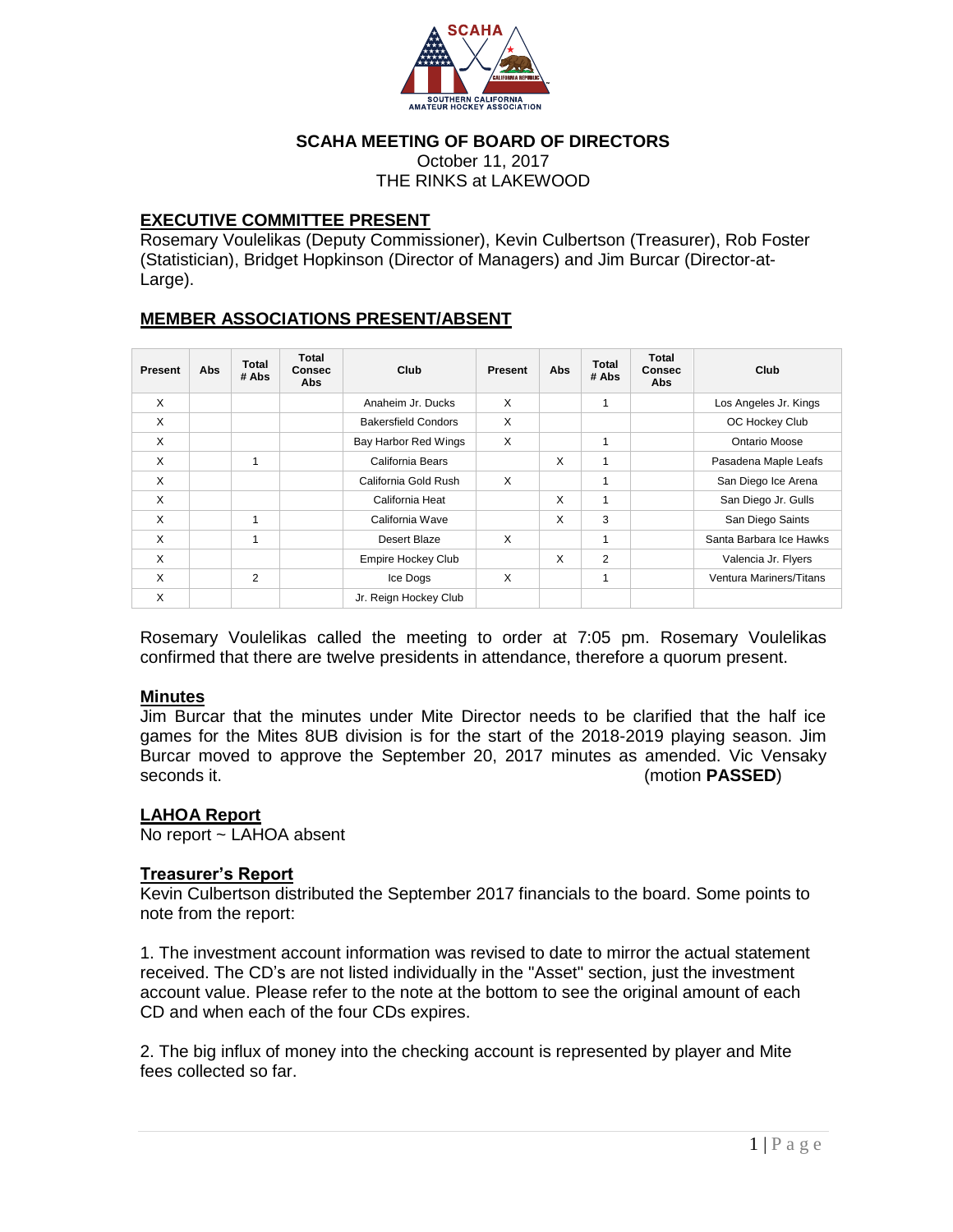## SCAHA MEETING OF BOARD OF DIRECTORS

October 11, 2017
THE RINKS at LAKEWOOD

### EXECUTIVE COMMITTEE PRESENT

Rosemary Voulelikas (Deputy Commissioner), Kevin Culbertson (Treasurer), Rob Foster (Statistician), Bridget Hopkinson (Director of Managers) and Jim Burcar (Director-at-Large).

### MEMBER ASSOCIATIONS PRESENT/ABSENT

| Present | Abs | Total # Abs | Total Consec Abs | Club | Present | Abs | Total # Abs | Total Consec Abs | Club |
|---|---|---|---|---|---|---|---|---|---|
| X | | | | Anaheim Jr. Ducks | X | | 1 | | Los Angeles Jr. Kings |
| X | | | | Bakersfield Condors | X | | | | OC Hockey Club |
| X | | | | Bay Harbor Red Wings | X | | 1 | | Ontario Moose |
| X | | 1 | | California Bears | | X | 1 | | Pasadena Maple Leafs |
| X | | | | California Gold Rush | X | | 1 | | San Diego Ice Arena |
| X | | | | California Heat | | X | 1 | | San Diego Jr. Gulls |
| X | | 1 | | California Wave | | X | 3 | | San Diego Saints |
| X | | 1 | | Desert Blaze | X | | 1 | | Santa Barbara Ice Hawks |
| X | | | | Empire Hockey Club | | X | 2 | | Valencia Jr. Flyers |
| X | | 2 | | Ice Dogs | X | | 1 | | Ventura Mariners/Titans |
| X | | | | Jr. Reign Hockey Club | | | | | |

Rosemary Voulelikas called the meeting to order at 7:05 pm. Rosemary Voulelikas confirmed that there are twelve presidents in attendance, therefore a quorum present.

### Minutes

Jim Burcar that the minutes under Mite Director needs to be clarified that the half ice games for the Mites 8UB division is for the start of the 2018-2019 playing season. Jim Burcar moved to approve the September 20, 2017 minutes as amended. Vic Vensaky seconds it. (motion **PASSED**)

### LAHOA Report

No report ~ LAHOA absent

### Treasurer's Report

Kevin Culbertson distributed the September 2017 financials to the board. Some points to note from the report:

1. The investment account information was revised to date to mirror the actual statement received. The CD's are not listed individually in the "Asset" section, just the investment account value. Please refer to the note at the bottom to see the original amount of each CD and when each of the four CDs expires.

2. The big influx of money into the checking account is represented by player and Mite fees collected so far.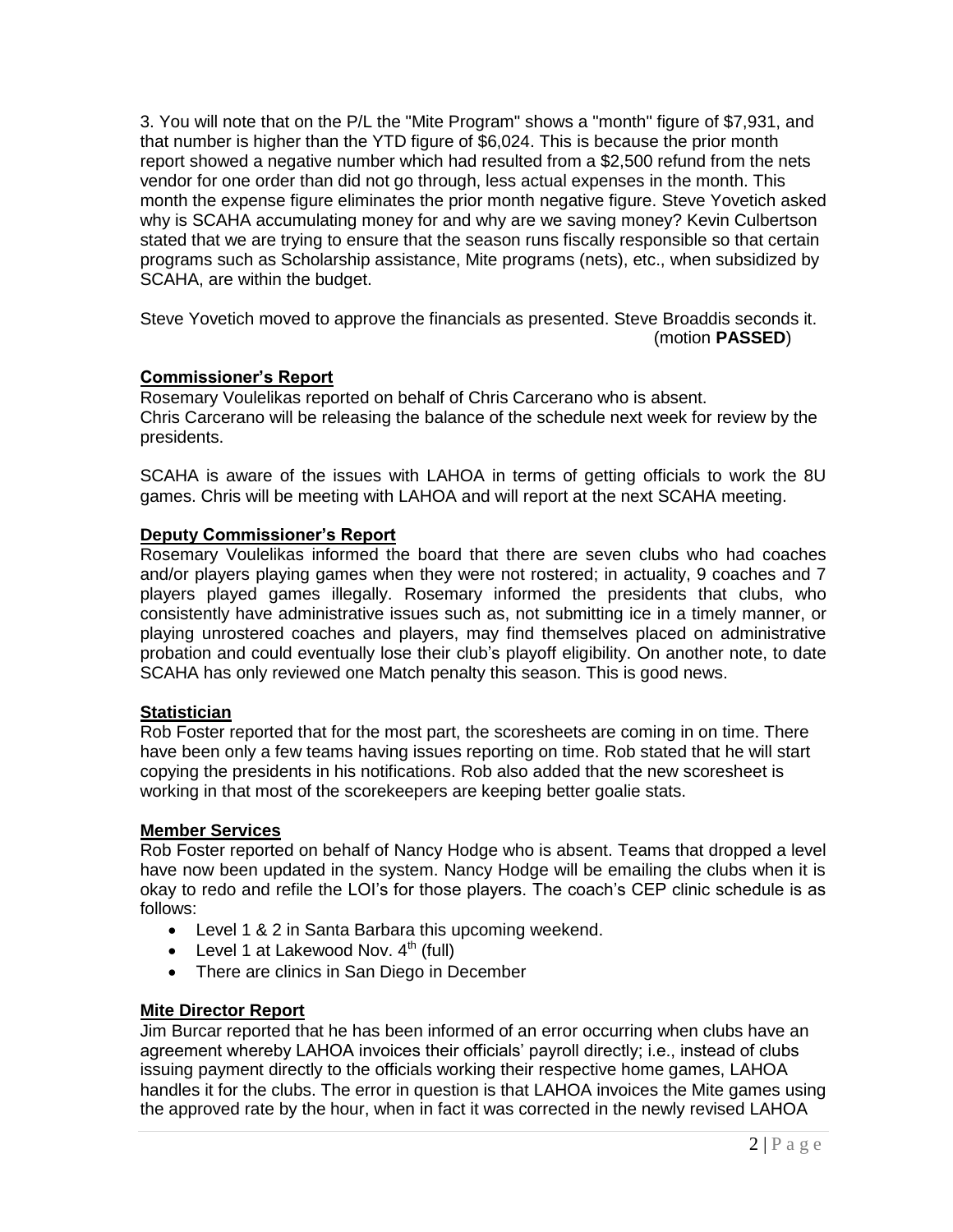3. You will note that on the P/L the "Mite Program" shows a "month" figure of $7,931, and that number is higher than the YTD figure of $6,024. This is because the prior month report showed a negative number which had resulted from a $2,500 refund from the nets vendor for one order than did not go through, less actual expenses in the month. This month the expense figure eliminates the prior month negative figure. Steve Yovetich asked why is SCAHA accumulating money for and why are we saving money? Kevin Culbertson stated that we are trying to ensure that the season runs fiscally responsible so that certain programs such as Scholarship assistance, Mite programs (nets), etc., when subsidized by SCAHA, are within the budget.

Steve Yovetich moved to approve the financials as presented. Steve Broaddis seconds it. (motion **PASSED**)

## Commissioner's Report

Rosemary Voulelikas reported on behalf of Chris Carcerano who is absent.
Chris Carcerano will be releasing the balance of the schedule next week for review by the presidents.

SCAHA is aware of the issues with LAHOA in terms of getting officials to work the 8U games. Chris will be meeting with LAHOA and will report at the next SCAHA meeting.

## Deputy Commissioner's Report

Rosemary Voulelikas informed the board that there are seven clubs who had coaches and/or players playing games when they were not rostered; in actuality, 9 coaches and 7 players played games illegally. Rosemary informed the presidents that clubs, who consistently have administrative issues such as, not submitting ice in a timely manner, or playing unrostered coaches and players, may find themselves placed on administrative probation and could eventually lose their club's playoff eligibility. On another note, to date SCAHA has only reviewed one Match penalty this season. This is good news.

## Statistician

Rob Foster reported that for the most part, the scoresheets are coming in on time. There have been only a few teams having issues reporting on time. Rob stated that he will start copying the presidents in his notifications. Rob also added that the new scoresheet is working in that most of the scorekeepers are keeping better goalie stats.

## Member Services

Rob Foster reported on behalf of Nancy Hodge who is absent. Teams that dropped a level have now been updated in the system. Nancy Hodge will be emailing the clubs when it is okay to redo and refile the LOI's for those players. The coach's CEP clinic schedule is as follows:

- Level 1 & 2 in Santa Barbara this upcoming weekend.
- Level 1 at Lakewood Nov. 4th (full)
- There are clinics in San Diego in December

## Mite Director Report

Jim Burcar reported that he has been informed of an error occurring when clubs have an agreement whereby LAHOA invoices their officials' payroll directly; i.e., instead of clubs issuing payment directly to the officials working their respective home games, LAHOA handles it for the clubs. The error in question is that LAHOA invoices the Mite games using the approved rate by the hour, when in fact it was corrected in the newly revised LAHOA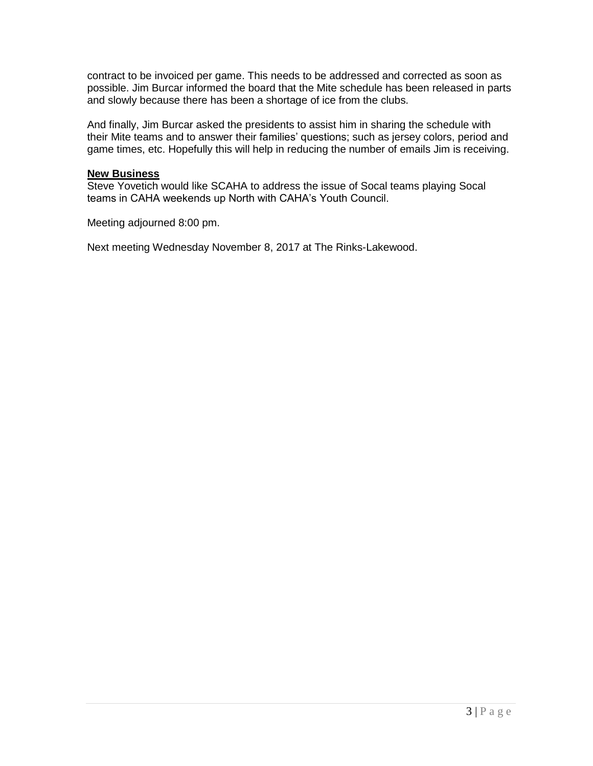contract to be invoiced per game. This needs to be addressed and corrected as soon as possible. Jim Burcar informed the board that the Mite schedule has been released in parts and slowly because there has been a shortage of ice from the clubs.

And finally, Jim Burcar asked the presidents to assist him in sharing the schedule with their Mite teams and to answer their families' questions; such as jersey colors, period and game times, etc. Hopefully this will help in reducing the number of emails Jim is receiving.

**New Business**

Steve Yovetich would like SCAHA to address the issue of Socal teams playing Socal teams in CAHA weekends up North with CAHA's Youth Council.

Meeting adjourned 8:00 pm.

Next meeting Wednesday November 8, 2017 at The Rinks-Lakewood.